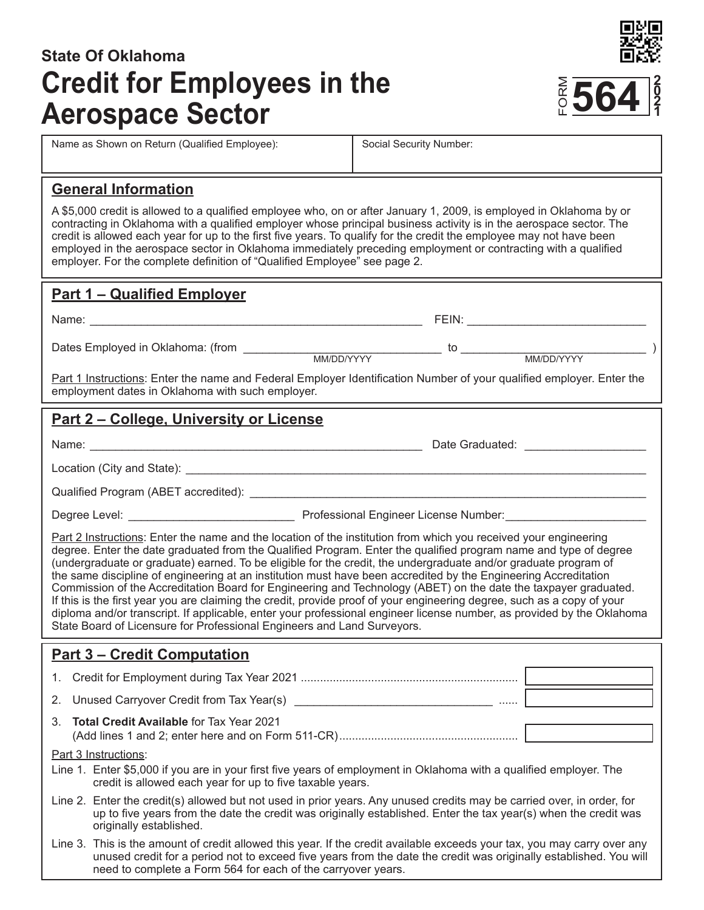State Of Oklahoma

# Credit for Employees in the Aerospace Sector

FORM **564** 2021

| Name as Shown on Return (Qualified Employee): | Social Security Number: |
| --- | --- |
| | |

## General Information

A $5,000 credit is allowed to a qualified employee who, on or after January 1, 2009, is employed in Oklahoma by or contracting in Oklahoma with a qualified employer whose principal business activity is in the aerospace sector. The credit is allowed each year for up to the first five years. To qualify for the credit the employee may not have been employed in the aerospace sector in Oklahoma immediately preceding employment or contracting with a qualified employer. For the complete definition of "Qualified Employee" see page 2.

## Part 1 – Qualified Employer

Name: ____________________________________________ FEIN: ______________________

Dates Employed in Oklahoma: (from ________________________ to ________________________ )
MM/DD/YYYY MM/DD/YYYY

Part 1 Instructions: Enter the name and Federal Employer Identification Number of your qualified employer. Enter the employment dates in Oklahoma with such employer.

## Part 2 – College, University or License

Name: ____________________________________________ Date Graduated: _______________

Location (City and State): ____________________________________________________________

Qualified Program (ABET accredited): ____________________________________________________

Degree Level: ____________________ Professional Engineer License Number: __________________

Part 2 Instructions: Enter the name and the location of the institution from which you received your engineering degree. Enter the date graduated from the Qualified Program. Enter the qualified program name and type of degree (undergraduate or graduate) earned. To be eligible for the credit, the undergraduate and/or graduate program of the same discipline of engineering at an institution must have been accredited by the Engineering Accreditation Commission of the Accreditation Board for Engineering and Technology (ABET) on the date the taxpayer graduated. If this is the first year you are claiming the credit, provide proof of your engineering degree, such as a copy of your diploma and/or transcript. If applicable, enter your professional engineer license number, as provided by the Oklahoma State Board of Licensure for Professional Engineers and Land Surveyors.

## Part 3 – Credit Computation

1. Credit for Employment during Tax Year 2021 .................................................................... ________
2. Unused Carryover Credit from Tax Year(s) ____________________________ ...... ________
3. **Total Credit Available** for Tax Year 2021 (Add lines 1 and 2; enter here and on Form 511-CR)........................................................ ________

Part 3 Instructions:

Line 1. Enter $5,000 if you are in your first five years of employment in Oklahoma with a qualified employer. The credit is allowed each year for up to five taxable years.

Line 2. Enter the credit(s) allowed but not used in prior years. Any unused credits may be carried over, in order, for up to five years from the date the credit was originally established. Enter the tax year(s) when the credit was originally established.

Line 3. This is the amount of credit allowed this year. If the credit available exceeds your tax, you may carry over any unused credit for a period not to exceed five years from the date the credit was originally established. You will need to complete a Form 564 for each of the carryover years.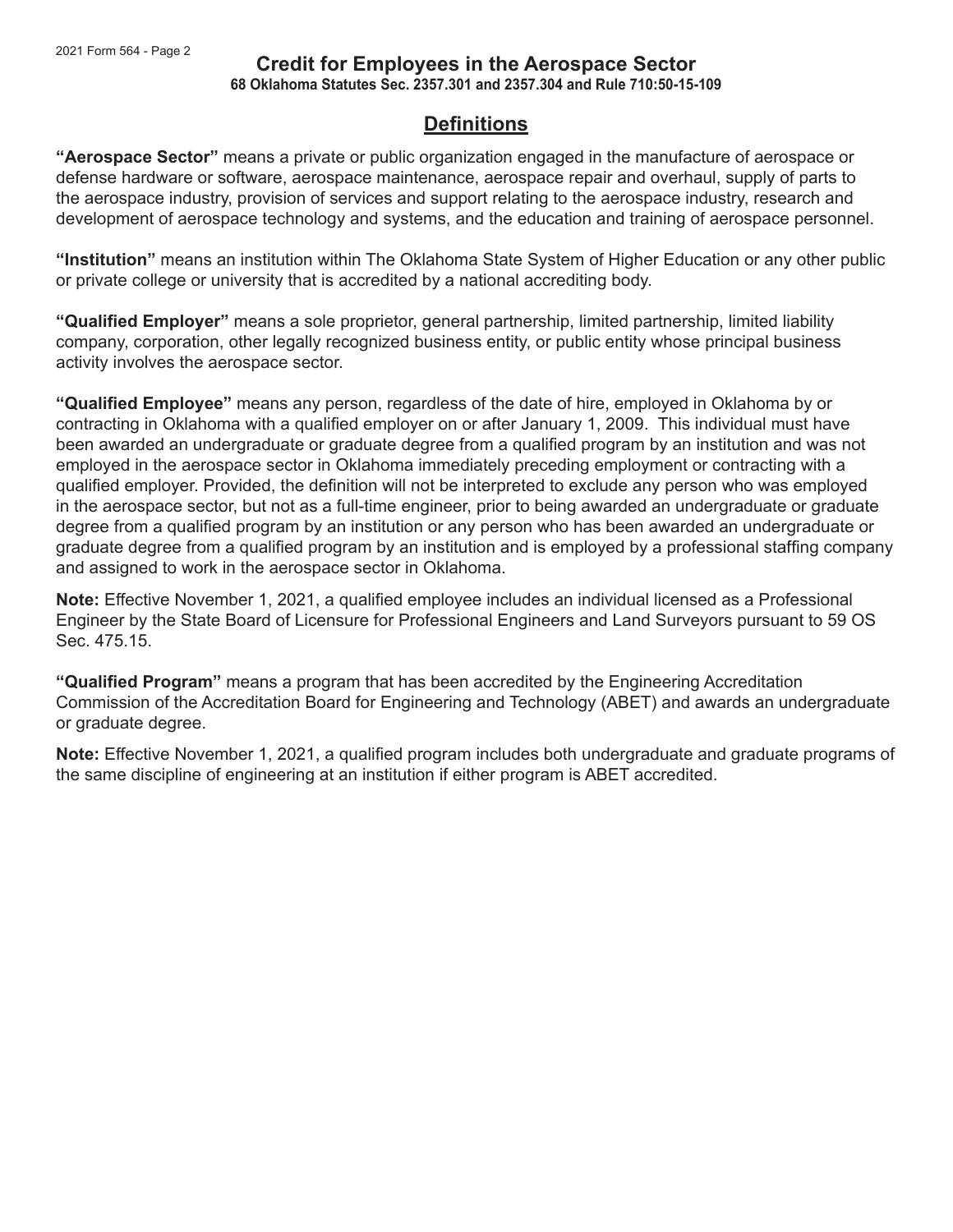## Credit for Employees in the Aerospace Sector

**68 Oklahoma Statutes Sec. 2357.301 and 2357.304 and Rule 710:50-15-109**

## Definitions

**"Aerospace Sector"** means a private or public organization engaged in the manufacture of aerospace or defense hardware or software, aerospace maintenance, aerospace repair and overhaul, supply of parts to the aerospace industry, provision of services and support relating to the aerospace industry, research and development of aerospace technology and systems, and the education and training of aerospace personnel.

**"Institution"** means an institution within The Oklahoma State System of Higher Education or any other public or private college or university that is accredited by a national accrediting body.

**"Qualified Employer"** means a sole proprietor, general partnership, limited partnership, limited liability company, corporation, other legally recognized business entity, or public entity whose principal business activity involves the aerospace sector.

**"Qualified Employee"** means any person, regardless of the date of hire, employed in Oklahoma by or contracting in Oklahoma with a qualified employer on or after January 1, 2009. This individual must have been awarded an undergraduate or graduate degree from a qualified program by an institution and was not employed in the aerospace sector in Oklahoma immediately preceding employment or contracting with a qualified employer. Provided, the definition will not be interpreted to exclude any person who was employed in the aerospace sector, but not as a full-time engineer, prior to being awarded an undergraduate or graduate degree from a qualified program by an institution or any person who has been awarded an undergraduate or graduate degree from a qualified program by an institution and is employed by a professional staffing company and assigned to work in the aerospace sector in Oklahoma.

**Note:** Effective November 1, 2021, a qualified employee includes an individual licensed as a Professional Engineer by the State Board of Licensure for Professional Engineers and Land Surveyors pursuant to 59 OS Sec. 475.15.

**"Qualified Program"** means a program that has been accredited by the Engineering Accreditation Commission of the Accreditation Board for Engineering and Technology (ABET) and awards an undergraduate or graduate degree.

**Note:** Effective November 1, 2021, a qualified program includes both undergraduate and graduate programs of the same discipline of engineering at an institution if either program is ABET accredited.